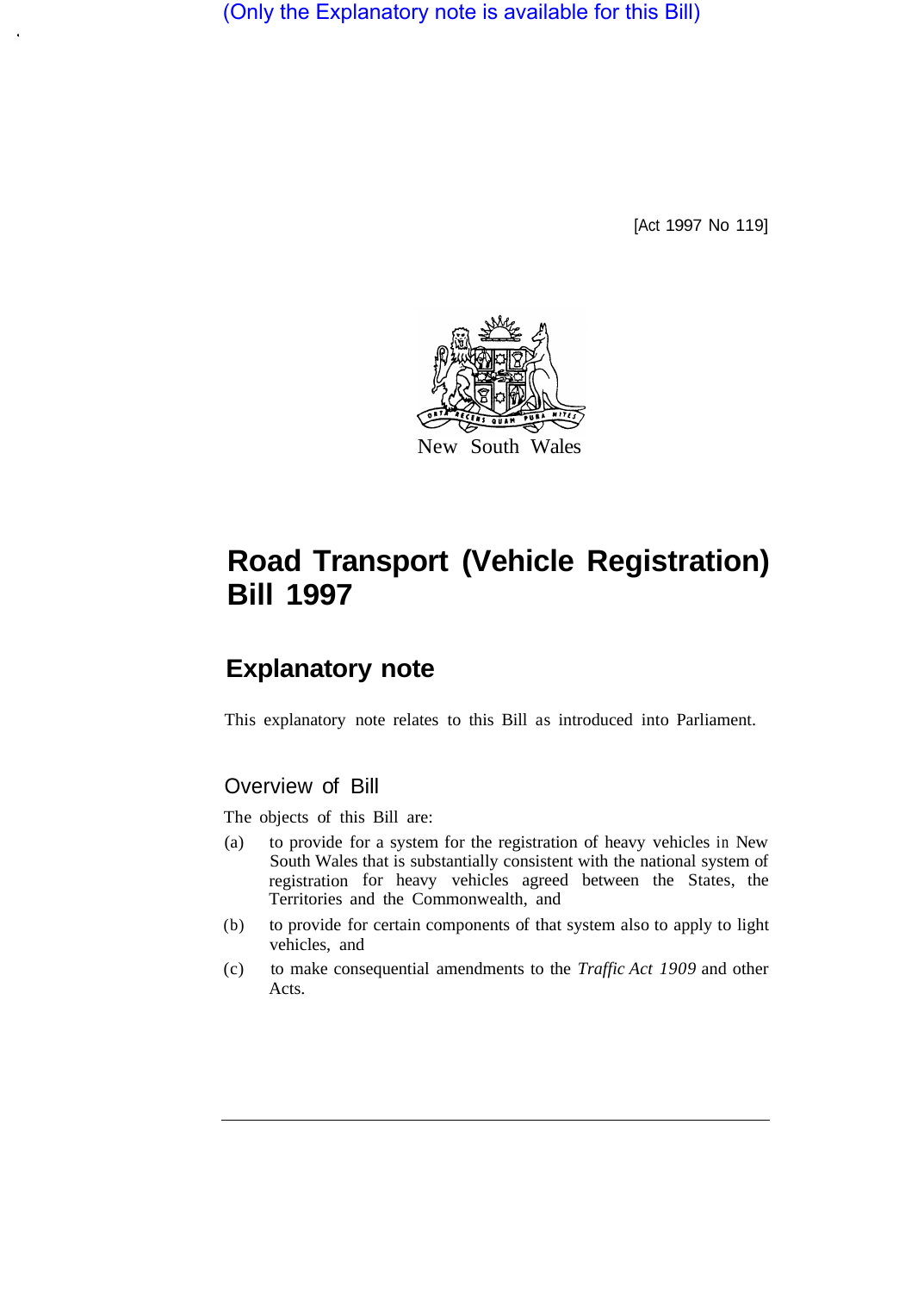(Only the Explanatory note is available for this Bill)

[Act 1997 No 119]

New South Wales

# Road Transport (Vehicle Registration) Bill 1997

## Explanatory note

This explanatory note relates to this Bill as introduced into Parliament.

### Overview of Bill

The objects of this Bill are:

(a) to provide for a system for the registration of heavy vehicles in New South Wales that is substantially consistent with the national system of registration for heavy vehicles agreed between the States, the Territories and the Commonwealth, and

(b) to provide for certain components of that system also to apply to light vehicles, and

(c) to make consequential amendments to the *Traffic Act 1909* and other Acts.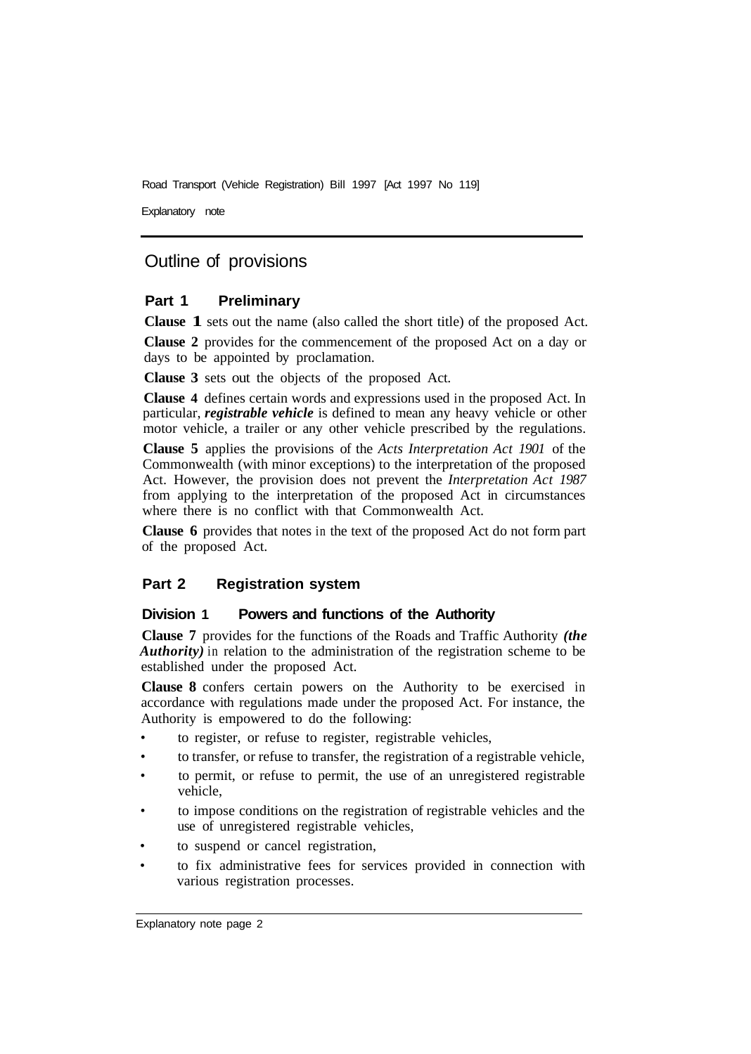## Outline of provisions

### Part 1 Preliminary

**Clause 1** sets out the name (also called the short title) of the proposed Act.

**Clause 2** provides for the commencement of the proposed Act on a day or days to be appointed by proclamation.

**Clause 3** sets out the objects of the proposed Act.

**Clause 4** defines certain words and expressions used in the proposed Act. In particular, ***registrable vehicle*** is defined to mean any heavy vehicle or other motor vehicle, a trailer or any other vehicle prescribed by the regulations.

**Clause 5** applies the provisions of the *Acts Interpretation Act 1901* of the Commonwealth (with minor exceptions) to the interpretation of the proposed Act. However, the provision does not prevent the *Interpretation Act 1987* from applying to the interpretation of the proposed Act in circumstances where there is no conflict with that Commonwealth Act.

**Clause 6** provides that notes in the text of the proposed Act do not form part of the proposed Act.

### Part 2 Registration system

#### Division 1 Powers and functions of the Authority

**Clause 7** provides for the functions of the Roads and Traffic Authority ***(the Authority)*** in relation to the administration of the registration scheme to be established under the proposed Act.

**Clause 8** confers certain powers on the Authority to be exercised in accordance with regulations made under the proposed Act. For instance, the Authority is empowered to do the following:

- to register, or refuse to register, registrable vehicles,
- to transfer, or refuse to transfer, the registration of a registrable vehicle,
- to permit, or refuse to permit, the use of an unregistered registrable vehicle,
- to impose conditions on the registration of registrable vehicles and the use of unregistered registrable vehicles,
- to suspend or cancel registration,
- to fix administrative fees for services provided in connection with various registration processes.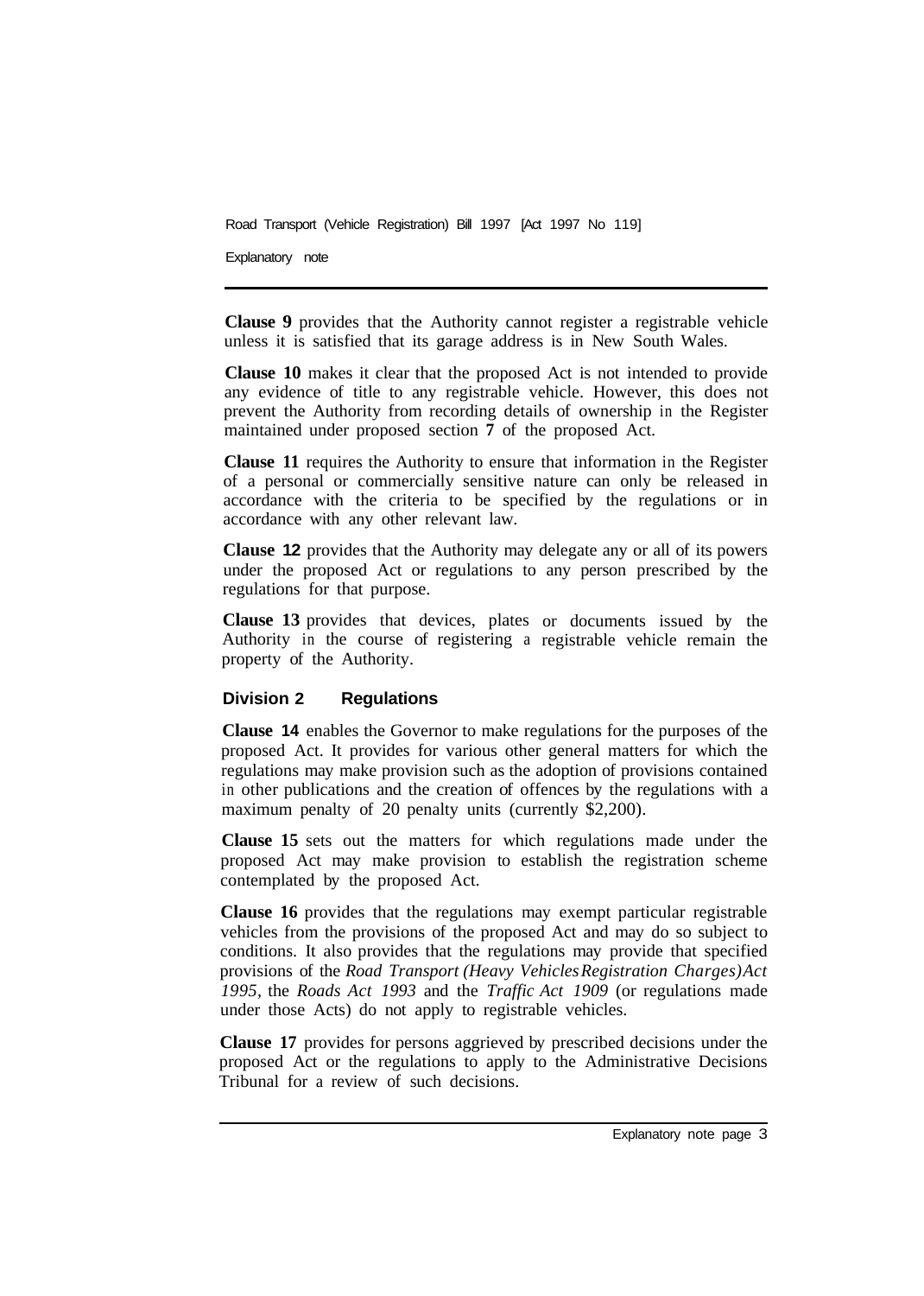**Clause 9** provides that the Authority cannot register a registrable vehicle unless it is satisfied that its garage address is in New South Wales.

**Clause 10** makes it clear that the proposed Act is not intended to provide any evidence of title to any registrable vehicle. However, this does not prevent the Authority from recording details of ownership in the Register maintained under proposed section 7 of the proposed Act.

**Clause 11** requires the Authority to ensure that information in the Register of a personal or commercially sensitive nature can only be released in accordance with the criteria to be specified by the regulations or in accordance with any other relevant law.

**Clause 12** provides that the Authority may delegate any or all of its powers under the proposed Act or regulations to any person prescribed by the regulations for that purpose.

**Clause 13** provides that devices, plates or documents issued by the Authority in the course of registering a registrable vehicle remain the property of the Authority.

### Division 2 Regulations

**Clause 14** enables the Governor to make regulations for the purposes of the proposed Act. It provides for various other general matters for which the regulations may make provision such as the adoption of provisions contained in other publications and the creation of offences by the regulations with a maximum penalty of 20 penalty units (currently $2,200).

**Clause 15** sets out the matters for which regulations made under the proposed Act may make provision to establish the registration scheme contemplated by the proposed Act.

**Clause 16** provides that the regulations may exempt particular registrable vehicles from the provisions of the proposed Act and may do so subject to conditions. It also provides that the regulations may provide that specified provisions of the *Road Transport (Heavy Vehicles Registration Charges) Act 1995*, the *Roads Act 1993* and the *Traffic Act 1909* (or regulations made under those Acts) do not apply to registrable vehicles.

**Clause 17** provides for persons aggrieved by prescribed decisions under the proposed Act or the regulations to apply to the Administrative Decisions Tribunal for a review of such decisions.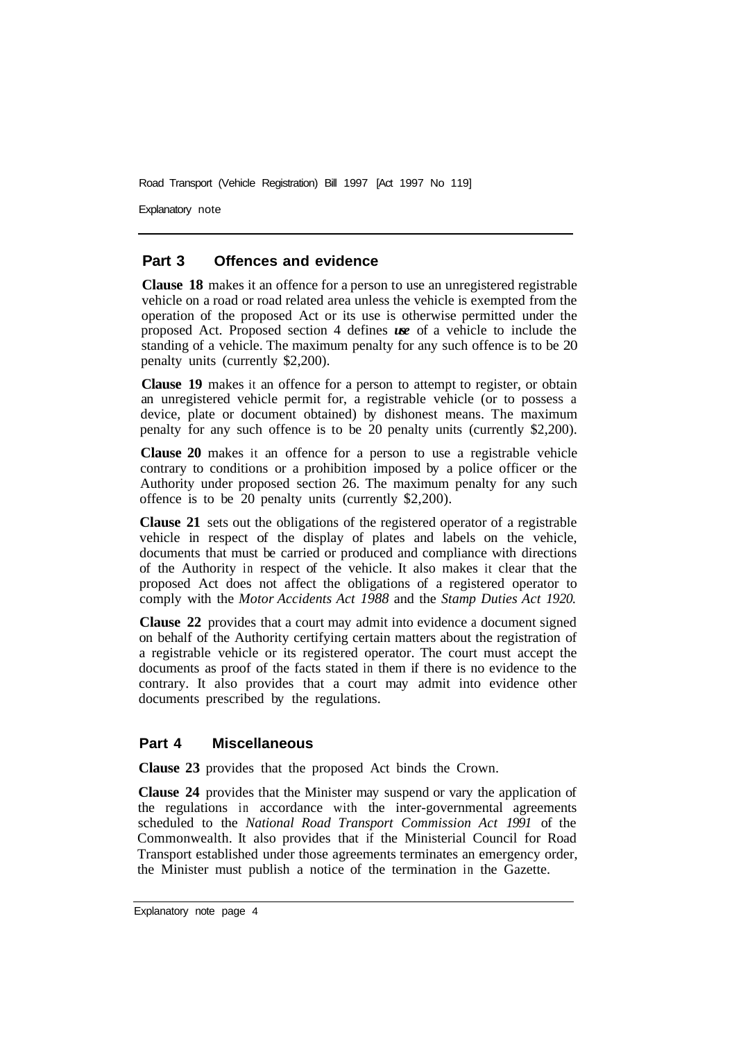## Part 3 Offences and evidence

**Clause 18** makes it an offence for a person to use an unregistered registrable vehicle on a road or road related area unless the vehicle is exempted from the operation of the proposed Act or its use is otherwise permitted under the proposed Act. Proposed section 4 defines ***use*** of a vehicle to include the standing of a vehicle. The maximum penalty for any such offence is to be 20 penalty units (currently $2,200).

**Clause 19** makes it an offence for a person to attempt to register, or obtain an unregistered vehicle permit for, a registrable vehicle (or to possess a device, plate or document obtained) by dishonest means. The maximum penalty for any such offence is to be 20 penalty units (currently $2,200).

**Clause 20** makes it an offence for a person to use a registrable vehicle contrary to conditions or a prohibition imposed by a police officer or the Authority under proposed section 26. The maximum penalty for any such offence is to be 20 penalty units (currently $2,200).

**Clause 21** sets out the obligations of the registered operator of a registrable vehicle in respect of the display of plates and labels on the vehicle, documents that must be carried or produced and compliance with directions of the Authority in respect of the vehicle. It also makes it clear that the proposed Act does not affect the obligations of a registered operator to comply with the *Motor Accidents Act 1988* and the *Stamp Duties Act 1920.*

**Clause 22** provides that a court may admit into evidence a document signed on behalf of the Authority certifying certain matters about the registration of a registrable vehicle or its registered operator. The court must accept the documents as proof of the facts stated in them if there is no evidence to the contrary. It also provides that a court may admit into evidence other documents prescribed by the regulations.

## Part 4 Miscellaneous

**Clause 23** provides that the proposed Act binds the Crown.

**Clause 24** provides that the Minister may suspend or vary the application of the regulations in accordance with the inter-governmental agreements scheduled to the *National Road Transport Commission Act 1991* of the Commonwealth. It also provides that if the Ministerial Council for Road Transport established under those agreements terminates an emergency order, the Minister must publish a notice of the termination in the Gazette.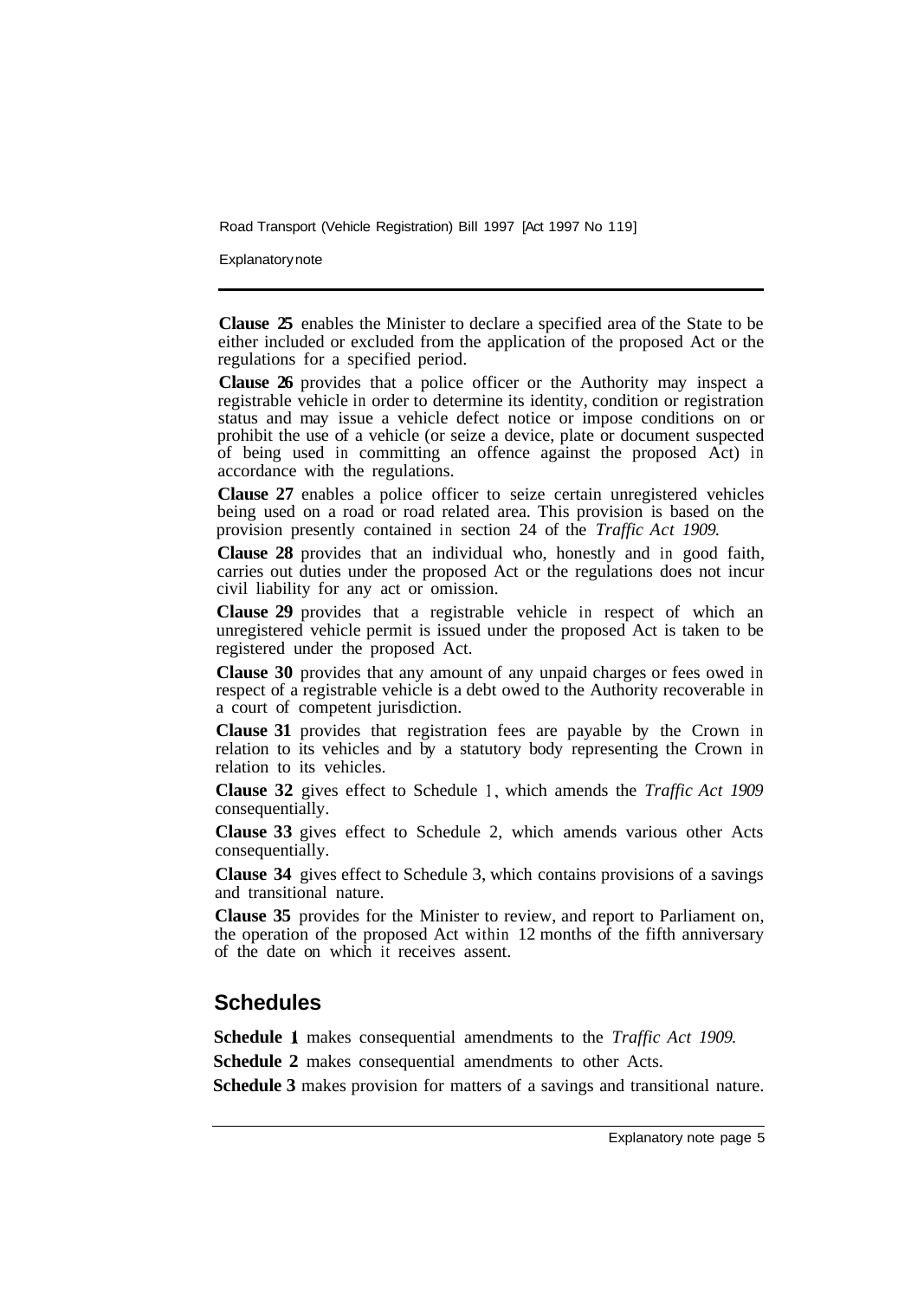**Clause 25** enables the Minister to declare a specified area of the State to be either included or excluded from the application of the proposed Act or the regulations for a specified period.

**Clause 26** provides that a police officer or the Authority may inspect a registrable vehicle in order to determine its identity, condition or registration status and may issue a vehicle defect notice or impose conditions on or prohibit the use of a vehicle (or seize a device, plate or document suspected of being used in committing an offence against the proposed Act) in accordance with the regulations.

**Clause 27** enables a police officer to seize certain unregistered vehicles being used on a road or road related area. This provision is based on the provision presently contained in section 24 of the *Traffic Act 1909.*

**Clause 28** provides that an individual who, honestly and in good faith, carries out duties under the proposed Act or the regulations does not incur civil liability for any act or omission.

**Clause 29** provides that a registrable vehicle in respect of which an unregistered vehicle permit is issued under the proposed Act is taken to be registered under the proposed Act.

**Clause 30** provides that any amount of any unpaid charges or fees owed in respect of a registrable vehicle is a debt owed to the Authority recoverable in a court of competent jurisdiction.

**Clause 31** provides that registration fees are payable by the Crown in relation to its vehicles and by a statutory body representing the Crown in relation to its vehicles.

**Clause 32** gives effect to Schedule 1, which amends the *Traffic Act 1909* consequentially.

**Clause 33** gives effect to Schedule 2, which amends various other Acts consequentially.

**Clause 34** gives effect to Schedule 3, which contains provisions of a savings and transitional nature.

**Clause 35** provides for the Minister to review, and report to Parliament on, the operation of the proposed Act within 12 months of the fifth anniversary of the date on which it receives assent.

## Schedules

**Schedule 1** makes consequential amendments to the *Traffic Act 1909.*

**Schedule 2** makes consequential amendments to other Acts.

**Schedule 3** makes provision for matters of a savings and transitional nature.